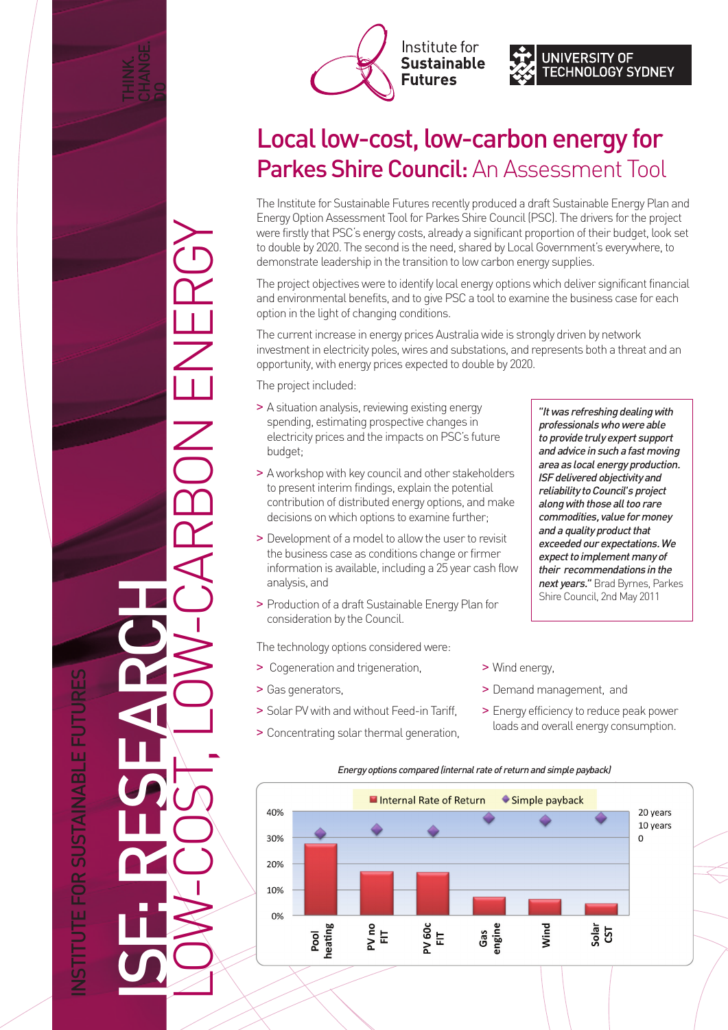# Local low-cost, low-carbon energy for Parkes Shire Council: An Assessment Tool

The Institute for Sustainable Futures recently produced a draft Sustainable Energy Plan and Energy Option Assessment Tool for Parkes Shire Council (PSC). The drivers for the project were firstly that PSC's energy costs, already a significant proportion of their budget, look set to double by 2020. The second is the need, shared by Local Government's everywhere, to demonstrate leadership in the transition to low carbon energy supplies.

The project objectives were to identify local energy options which deliver significant financial and environmental benefits, and to give PSC a tool to examine the business case for each option in the light of changing conditions.

The current increase in energy prices Australia wide is strongly driven by network investment in electricity poles, wires and substations, and represents both a threat and an opportunity, with energy prices expected to double by 2020.

The project included:

> A situation analysis, reviewing existing energy spending, estimating prospective changes in electricity prices and the impacts on PSC's future budget;

> A workshop with key council and other stakeholders to present interim findings, explain the potential contribution of distributed energy options, and make decisions on which options to examine further;

> Development of a model to allow the user to revisit the business case as conditions change or firmer information is available, including a 25 year cash flow analysis, and

> Production of a draft Sustainable Energy Plan for consideration by the Council.

> ***"It was refreshing dealing with professionals who were able to provide truly expert support and advice in such a fast moving area as local energy production. ISF delivered objectivity and reliability to Council's project along with those all too rare commodities, value for money and a quality product that exceeded our expectations. We expect to implement many of their recommendations in the next years."*** Brad Byrnes, Parkes Shire Council, 2nd May 2011

The technology options considered were:

> Cogeneration and trigeneration,

> Gas generators,

> Solar PV with and without Feed-in Tariff,

> Concentrating solar thermal generation,

> Wind energy,

> Demand management, and

> Energy efficiency to reduce peak power loads and overall energy consumption.

*Energy options compared (internal rate of return and simple payback)*

| Option | Internal Rate of Return (approx.) |
|---|---|
| Pool heating | ~28% |
| PV no FIT | ~17% |
| PV 60c FIT | ~17% |
| Gas engine | ~7% |
| Wind | ~6% |
| Solar CST | ~4% |

Legend: Internal Rate of Return; Simple payback (right axis: 0, 10 years, 20 years)

INSTITUTE FOR SUSTAINABLE FUTURES — ISF: RESEARCH — LOW-COST, LOW-CARBON ENERGY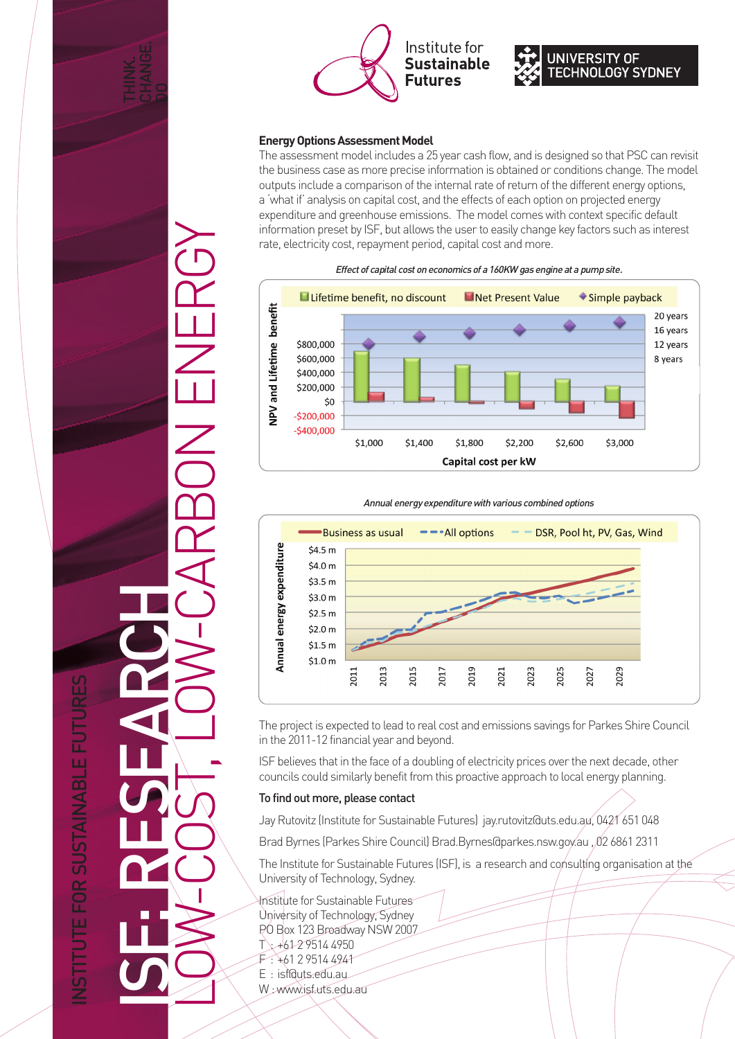# ISF: RESEARCH

## LOW-COST, LOW-CARBON ENERGY

INSTITUTE FOR SUSTAINABLE FUTURES

THINK. CHANGE. DO

Institute for **Sustainable Futures**

UNIVERSITY OF TECHNOLOGY SYDNEY

### Energy Options Assessment Model

The assessment model includes a 25 year cash flow, and is designed so that PSC can revisit the business case as more precise information is obtained or conditions change. The model outputs include a comparison of the internal rate of return of the different energy options, a 'what if' analysis on capital cost, and the effects of each option on projected energy expenditure and greenhouse emissions. The model comes with context specific default information preset by ISF, but allows the user to easily change key factors such as interest rate, electricity cost, repayment period, capital cost and more.

*Effect of capital cost on economics of a 160KW gas engine at a pump site.*

Lifetime benefit, no discount
Net Present Value
Simple payback

NPV and Lifetime benefit

$800,000
$600,000
$400,000
$200,000
$0
-$200,000
-$400,000

20 years
16 years
12 years
8 years

$1,000 $1,400 $1,800 $2,200 $2,600 $3,000

Capital cost per kW

*Annual energy expenditure with various combined options*

Business as usual
All options
DSR, Pool ht, PV, Gas, Wind

Annual energy expenditure

$4.5 m
$4.0 m
$3.5 m
$3.0 m
$2.5 m
$2.0 m
$1.5 m
$1.0 m

2011 2013 2015 2017 2019 2021 2023 2025 2027 2029

The project is expected to lead to real cost and emissions savings for Parkes Shire Council in the 2011-12 financial year and beyond.

ISF believes that in the face of a doubling of electricity prices over the next decade, other councils could similarly benefit from this proactive approach to local energy planning.

**To find out more, please contact**

Jay Rutovitz (Institute for Sustainable Futures) jay.rutovitz@uts.edu.au, 0421 651 048

Brad Byrnes (Parkes Shire Council) Brad.Byrnes@parkes.nsw.gov.au , 02 6861 2311

The Institute for Sustainable Futures (ISF), is a research and consulting organisation at the University of Technology, Sydney.

Institute for Sustainable Futures
University of Technology, Sydney
PO Box 123 Broadway NSW 2007
T : +61 2 9514 4950
F : +61 2 9514 4941
E : isf@uts.edu.au
W : www.isf.uts.edu.au